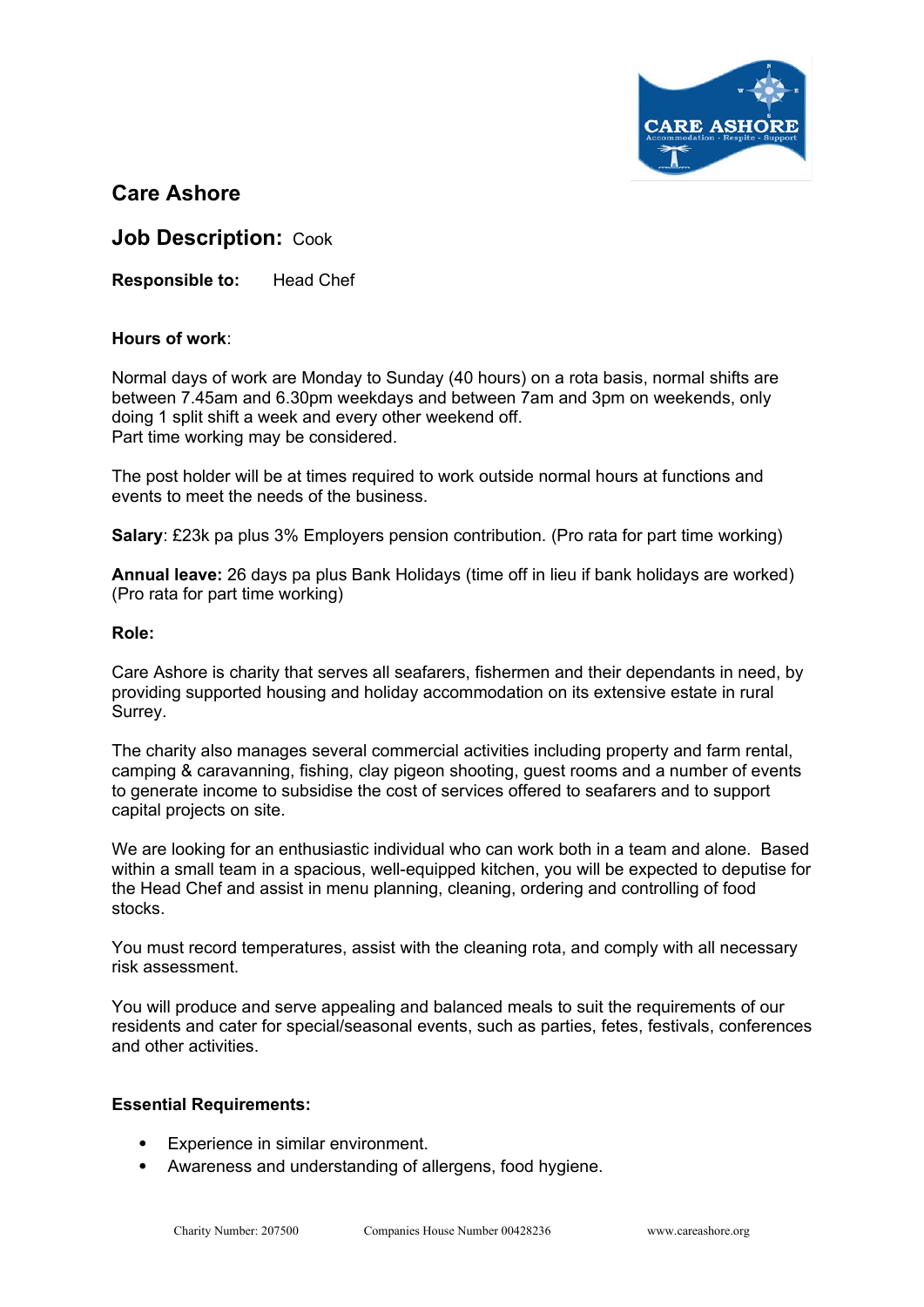# Care Ashore

## Job Description: Cook

**Responsible to:** Head Chef

**Hours of work**:

Normal days of work are Monday to Sunday (40 hours) on a rota basis, normal shifts are between 7.45am and 6.30pm weekdays and between 7am and 3pm on weekends, only doing 1 split shift a week and every other weekend off.
Part time working may be considered.

The post holder will be at times required to work outside normal hours at functions and events to meet the needs of the business.

**Salary**: £23k pa plus 3% Employers pension contribution. (Pro rata for part time working)

**Annual leave:** 26 days pa plus Bank Holidays (time off in lieu if bank holidays are worked) (Pro rata for part time working)

**Role:**

Care Ashore is charity that serves all seafarers, fishermen and their dependants in need, by providing supported housing and holiday accommodation on its extensive estate in rural Surrey.

The charity also manages several commercial activities including property and farm rental, camping & caravanning, fishing, clay pigeon shooting, guest rooms and a number of events to generate income to subsidise the cost of services offered to seafarers and to support capital projects on site.

We are looking for an enthusiastic individual who can work both in a team and alone. Based within a small team in a spacious, well-equipped kitchen, you will be expected to deputise for the Head Chef and assist in menu planning, cleaning, ordering and controlling of food stocks.

You must record temperatures, assist with the cleaning rota, and comply with all necessary risk assessment.

You will produce and serve appealing and balanced meals to suit the requirements of our residents and cater for special/seasonal events, such as parties, fetes, festivals, conferences and other activities.

**Essential Requirements:**

- Experience in similar environment.
- Awareness and understanding of allergens, food hygiene.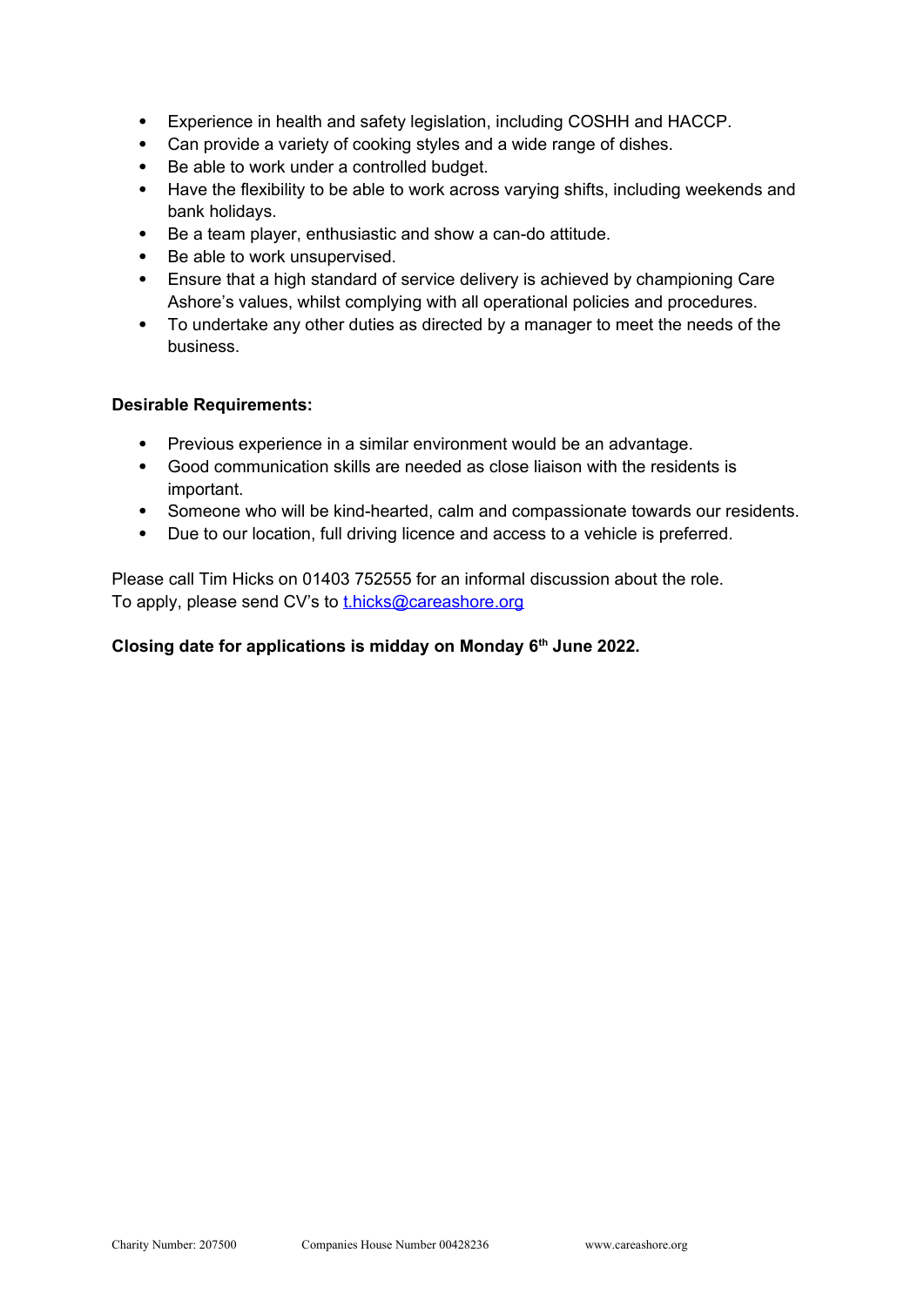- Experience in health and safety legislation, including COSHH and HACCP.
- Can provide a variety of cooking styles and a wide range of dishes.
- Be able to work under a controlled budget.
- Have the flexibility to be able to work across varying shifts, including weekends and bank holidays.
- Be a team player, enthusiastic and show a can-do attitude.
- Be able to work unsupervised.
- Ensure that a high standard of service delivery is achieved by championing Care Ashore's values, whilst complying with all operational policies and procedures.
- To undertake any other duties as directed by a manager to meet the needs of the business.

**Desirable Requirements:**

- Previous experience in a similar environment would be an advantage.
- Good communication skills are needed as close liaison with the residents is important.
- Someone who will be kind-hearted, calm and compassionate towards our residents.
- Due to our location, full driving licence and access to a vehicle is preferred.

Please call Tim Hicks on 01403 752555 for an informal discussion about the role.
To apply, please send CV's to [t.hicks@careashore.org](mailto:t.hicks@careashore.org)

**Closing date for applications is midday on Monday 6th June 2022.**

Charity Number: 207500 Companies House Number 00428236 www.careashore.org